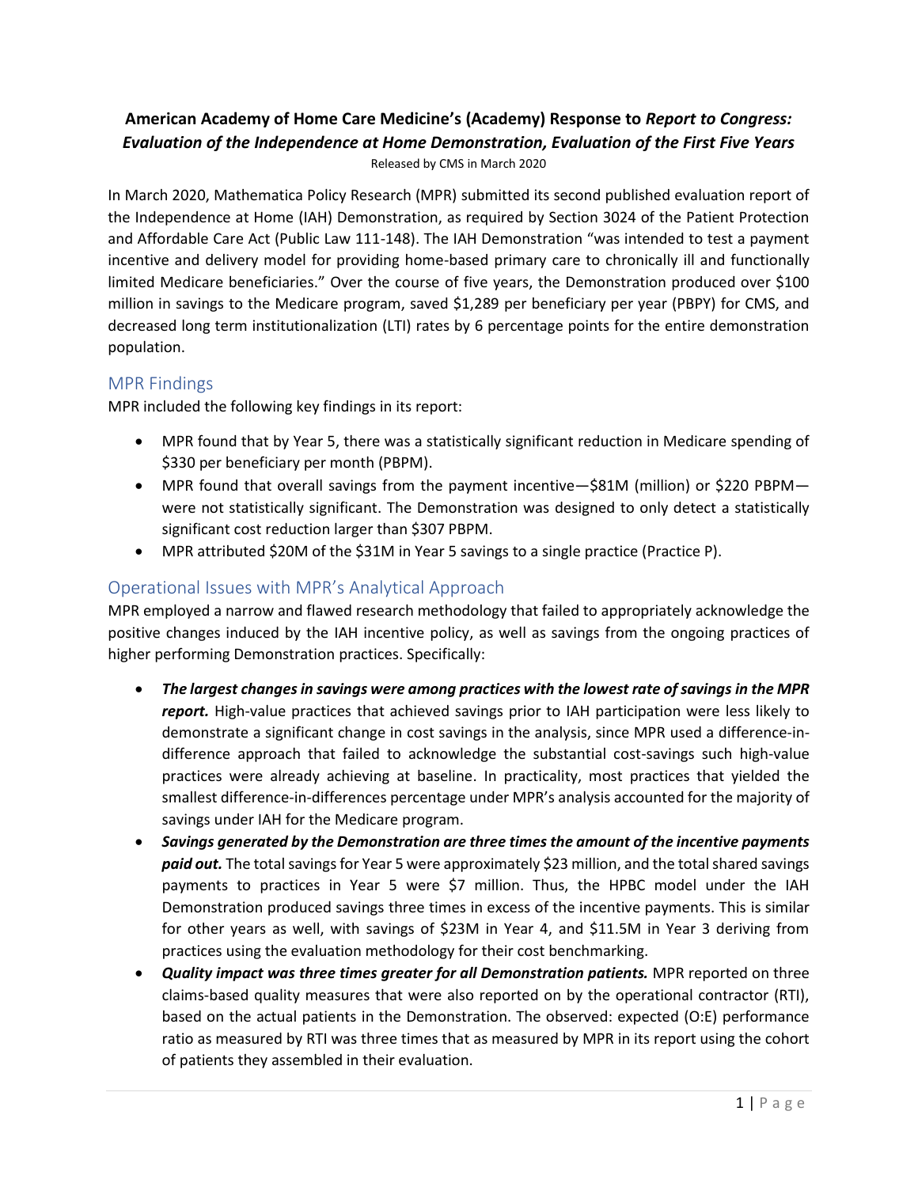**American Academy of Home Care Medicine's (Academy) Response to *Report to Congress: Evaluation of the Independence at Home Demonstration, Evaluation of the First Five Years***

Released by CMS in March 2020

In March 2020, Mathematica Policy Research (MPR) submitted its second published evaluation report of the Independence at Home (IAH) Demonstration, as required by Section 3024 of the Patient Protection and Affordable Care Act (Public Law 111-148). The IAH Demonstration "was intended to test a payment incentive and delivery model for providing home-based primary care to chronically ill and functionally limited Medicare beneficiaries." Over the course of five years, the Demonstration produced over $100 million in savings to the Medicare program, saved $1,289 per beneficiary per year (PBPY) for CMS, and decreased long term institutionalization (LTI) rates by 6 percentage points for the entire demonstration population.

## MPR Findings

MPR included the following key findings in its report:

- MPR found that by Year 5, there was a statistically significant reduction in Medicare spending of $330 per beneficiary per month (PBPM).
- MPR found that overall savings from the payment incentive—$81M (million) or $220 PBPM—were not statistically significant. The Demonstration was designed to only detect a statistically significant cost reduction larger than $307 PBPM.
- MPR attributed $20M of the $31M in Year 5 savings to a single practice (Practice P).

## Operational Issues with MPR's Analytical Approach

MPR employed a narrow and flawed research methodology that failed to appropriately acknowledge the positive changes induced by the IAH incentive policy, as well as savings from the ongoing practices of higher performing Demonstration practices. Specifically:

- ***The largest changes in savings were among practices with the lowest rate of savings in the MPR report.*** High-value practices that achieved savings prior to IAH participation were less likely to demonstrate a significant change in cost savings in the analysis, since MPR used a difference-in-difference approach that failed to acknowledge the substantial cost-savings such high-value practices were already achieving at baseline. In practicality, most practices that yielded the smallest difference-in-differences percentage under MPR's analysis accounted for the majority of savings under IAH for the Medicare program.
- ***Savings generated by the Demonstration are three times the amount of the incentive payments paid out.*** The total savings for Year 5 were approximately $23 million, and the total shared savings payments to practices in Year 5 were $7 million. Thus, the HPBC model under the IAH Demonstration produced savings three times in excess of the incentive payments. This is similar for other years as well, with savings of $23M in Year 4, and $11.5M in Year 3 deriving from practices using the evaluation methodology for their cost benchmarking.
- ***Quality impact was three times greater for all Demonstration patients.*** MPR reported on three claims-based quality measures that were also reported on by the operational contractor (RTI), based on the actual patients in the Demonstration. The observed: expected (O:E) performance ratio as measured by RTI was three times that as measured by MPR in its report using the cohort of patients they assembled in their evaluation.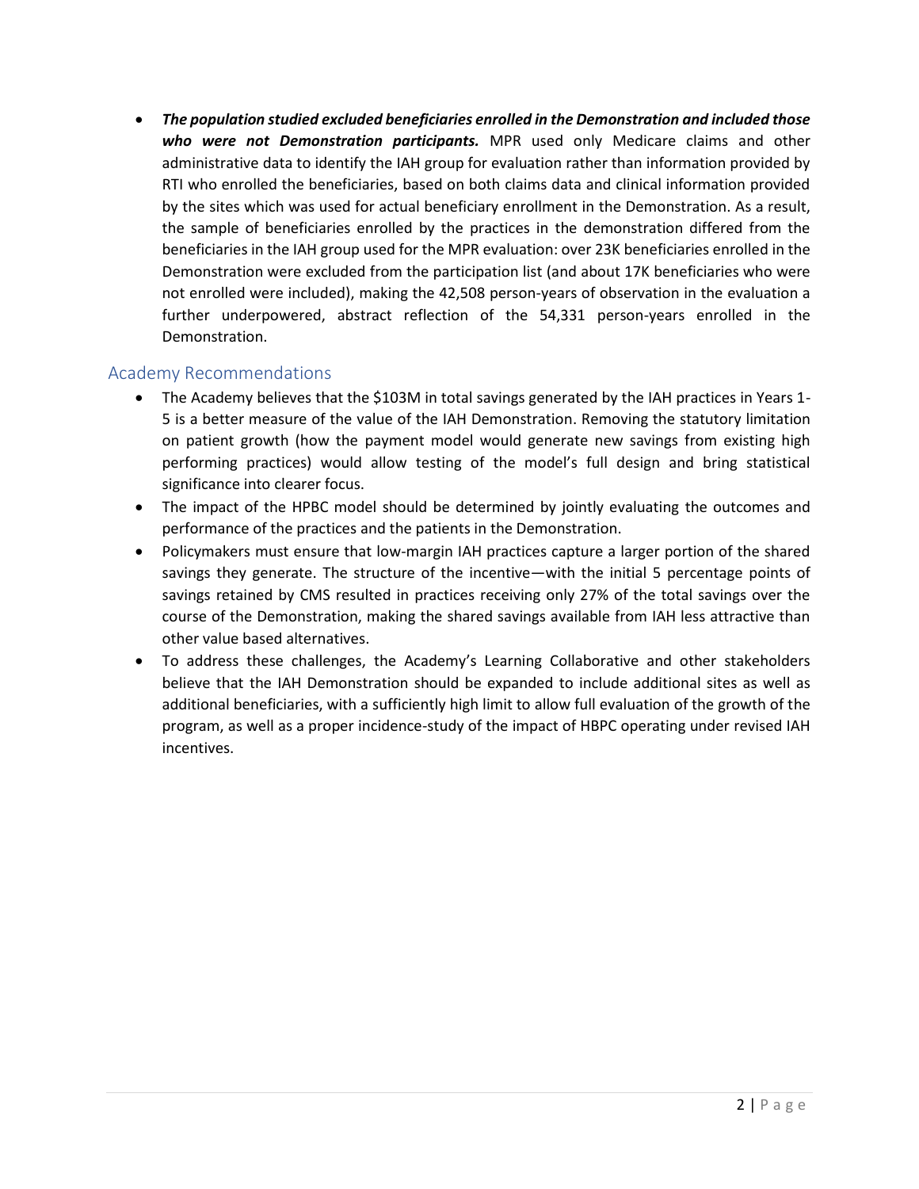- ***The population studied excluded beneficiaries enrolled in the Demonstration and included those who were not Demonstration participants.*** MPR used only Medicare claims and other administrative data to identify the IAH group for evaluation rather than information provided by RTI who enrolled the beneficiaries, based on both claims data and clinical information provided by the sites which was used for actual beneficiary enrollment in the Demonstration. As a result, the sample of beneficiaries enrolled by the practices in the demonstration differed from the beneficiaries in the IAH group used for the MPR evaluation: over 23K beneficiaries enrolled in the Demonstration were excluded from the participation list (and about 17K beneficiaries who were not enrolled were included), making the 42,508 person-years of observation in the evaluation a further underpowered, abstract reflection of the 54,331 person-years enrolled in the Demonstration.

## Academy Recommendations

- The Academy believes that the $103M in total savings generated by the IAH practices in Years 1-5 is a better measure of the value of the IAH Demonstration. Removing the statutory limitation on patient growth (how the payment model would generate new savings from existing high performing practices) would allow testing of the model's full design and bring statistical significance into clearer focus.
- The impact of the HPBC model should be determined by jointly evaluating the outcomes and performance of the practices and the patients in the Demonstration.
- Policymakers must ensure that low-margin IAH practices capture a larger portion of the shared savings they generate. The structure of the incentive—with the initial 5 percentage points of savings retained by CMS resulted in practices receiving only 27% of the total savings over the course of the Demonstration, making the shared savings available from IAH less attractive than other value based alternatives.
- To address these challenges, the Academy's Learning Collaborative and other stakeholders believe that the IAH Demonstration should be expanded to include additional sites as well as additional beneficiaries, with a sufficiently high limit to allow full evaluation of the growth of the program, as well as a proper incidence-study of the impact of HBPC operating under revised IAH incentives.